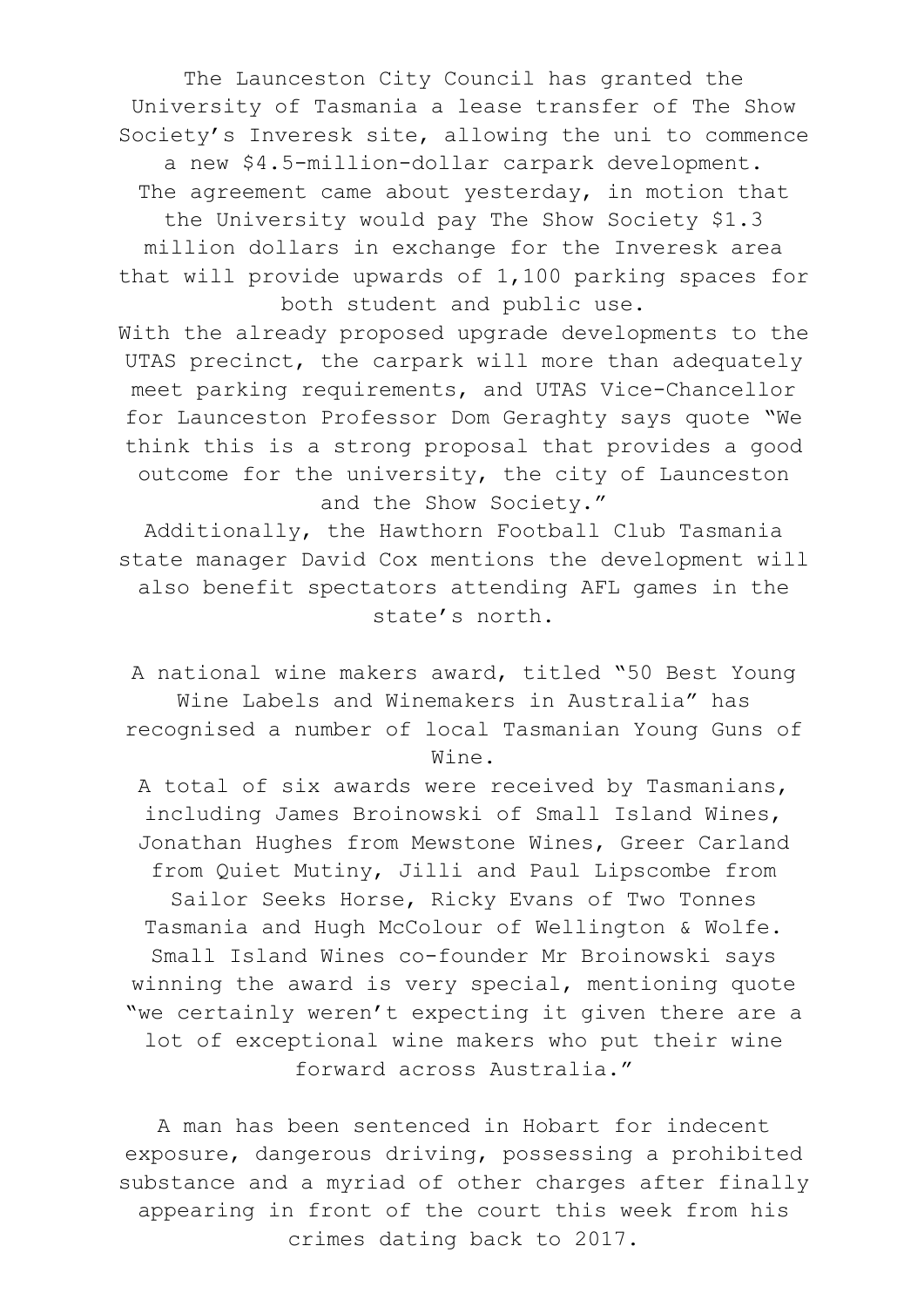The Launceston City Council has granted the University of Tasmania a lease transfer of The Show Society's Inveresk site, allowing the uni to commence a new $4.5-million-dollar carpark development.
The agreement came about yesterday, in motion that the University would pay The Show Society $1.3 million dollars in exchange for the Inveresk area that will provide upwards of 1,100 parking spaces for both student and public use.
With the already proposed upgrade developments to the UTAS precinct, the carpark will more than adequately meet parking requirements, and UTAS Vice-Chancellor for Launceston Professor Dom Geraghty says quote "We think this is a strong proposal that provides a good outcome for the university, the city of Launceston and the Show Society."
Additionally, the Hawthorn Football Club Tasmania state manager David Cox mentions the development will also benefit spectators attending AFL games in the state's north.

A national wine makers award, titled "50 Best Young Wine Labels and Winemakers in Australia" has recognised a number of local Tasmanian Young Guns of Wine.
A total of six awards were received by Tasmanians, including James Broinowski of Small Island Wines, Jonathan Hughes from Mewstone Wines, Greer Carland from Quiet Mutiny, Jilli and Paul Lipscombe from Sailor Seeks Horse, Ricky Evans of Two Tonnes Tasmania and Hugh McColour of Wellington & Wolfe.
Small Island Wines co-founder Mr Broinowski says winning the award is very special, mentioning quote "we certainly weren't expecting it given there are a lot of exceptional wine makers who put their wine forward across Australia."

A man has been sentenced in Hobart for indecent exposure, dangerous driving, possessing a prohibited substance and a myriad of other charges after finally appearing in front of the court this week from his crimes dating back to 2017.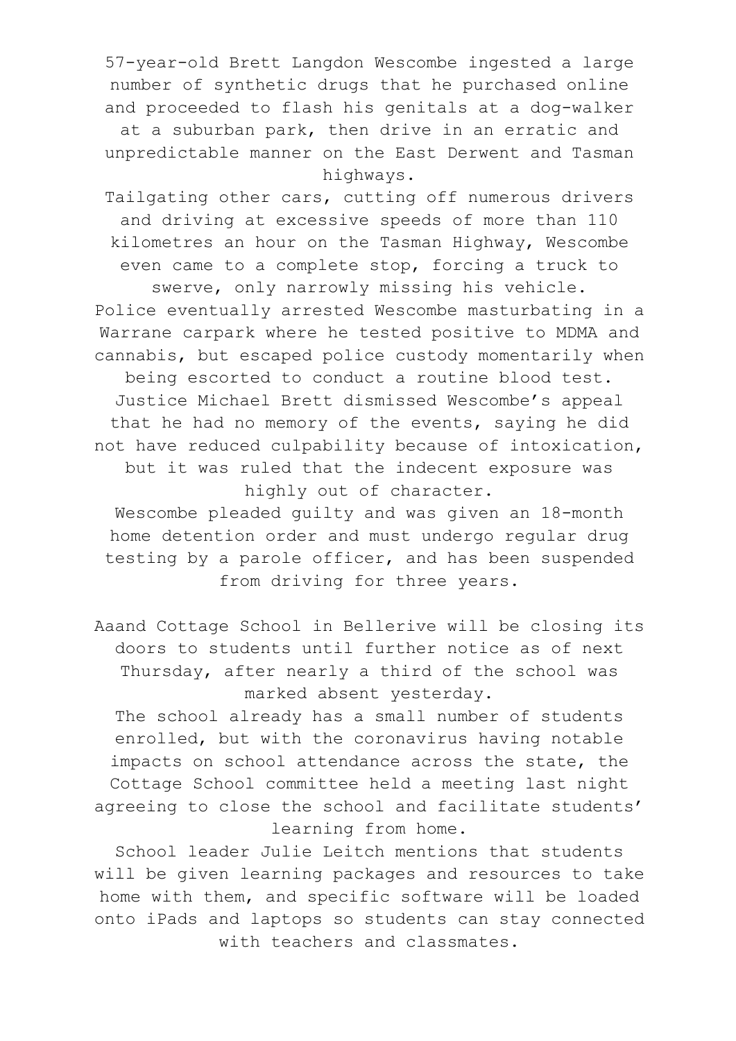57-year-old Brett Langdon Wescombe ingested a large number of synthetic drugs that he purchased online and proceeded to flash his genitals at a dog-walker at a suburban park, then drive in an erratic and unpredictable manner on the East Derwent and Tasman highways.

Tailgating other cars, cutting off numerous drivers and driving at excessive speeds of more than 110 kilometres an hour on the Tasman Highway, Wescombe even came to a complete stop, forcing a truck to swerve, only narrowly missing his vehicle.

Police eventually arrested Wescombe masturbating in a Warrane carpark where he tested positive to MDMA and cannabis, but escaped police custody momentarily when being escorted to conduct a routine blood test.

Justice Michael Brett dismissed Wescombe's appeal that he had no memory of the events, saying he did not have reduced culpability because of intoxication, but it was ruled that the indecent exposure was highly out of character.

Wescombe pleaded guilty and was given an 18-month home detention order and must undergo regular drug testing by a parole officer, and has been suspended from driving for three years.

Aaand Cottage School in Bellerive will be closing its doors to students until further notice as of next Thursday, after nearly a third of the school was marked absent yesterday.

The school already has a small number of students enrolled, but with the coronavirus having notable impacts on school attendance across the state, the Cottage School committee held a meeting last night agreeing to close the school and facilitate students' learning from home.

School leader Julie Leitch mentions that students will be given learning packages and resources to take home with them, and specific software will be loaded onto iPads and laptops so students can stay connected with teachers and classmates.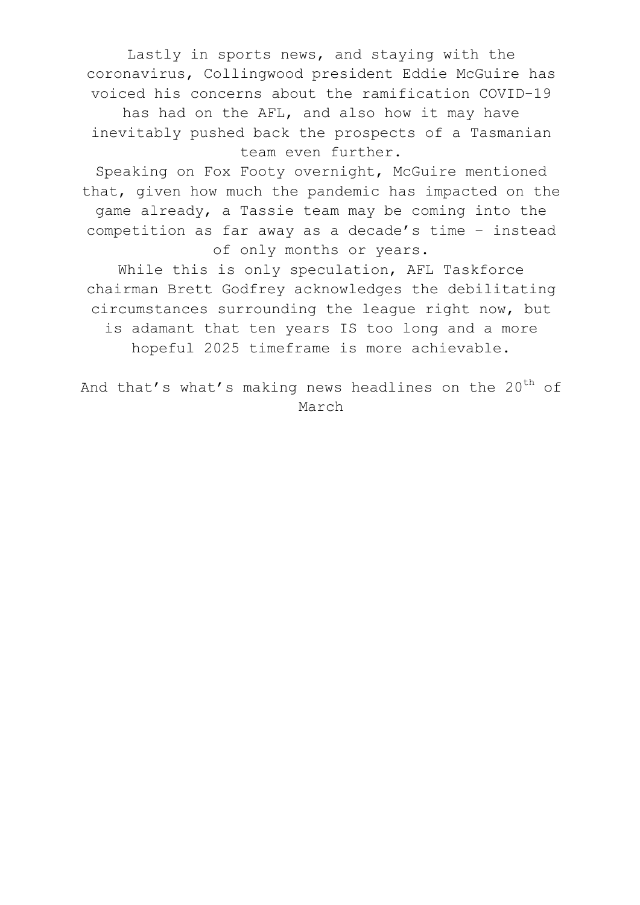Lastly in sports news, and staying with the coronavirus, Collingwood president Eddie McGuire has voiced his concerns about the ramification COVID-19 has had on the AFL, and also how it may have inevitably pushed back the prospects of a Tasmanian team even further.

Speaking on Fox Footy overnight, McGuire mentioned that, given how much the pandemic has impacted on the game already, a Tassie team may be coming into the competition as far away as a decade's time – instead of only months or years.

While this is only speculation, AFL Taskforce chairman Brett Godfrey acknowledges the debilitating circumstances surrounding the league right now, but is adamant that ten years IS too long and a more hopeful 2025 timeframe is more achievable.

And that's what's making news headlines on the 20th of March